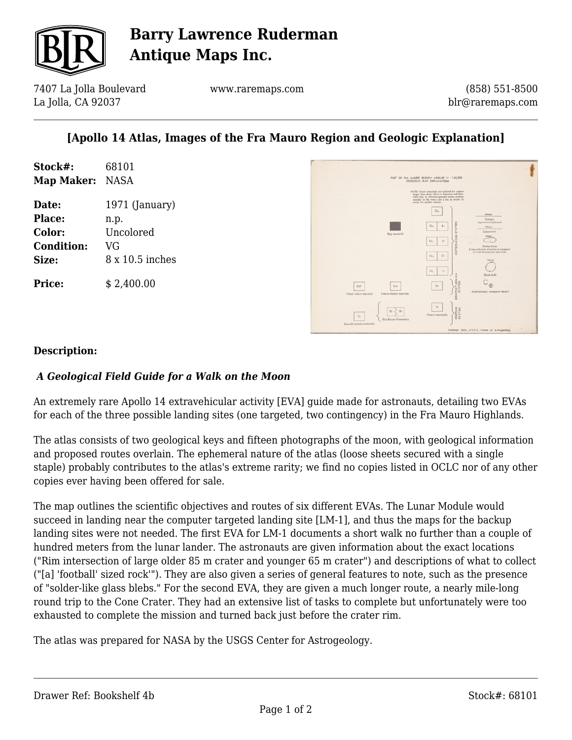# Barry Lawrence Ruderman Antique Maps Inc.

7407 La Jolla Boulevard
La Jolla, CA 92037

www.raremaps.com

(858) 551-8500
blr@raremaps.com

## [Apollo 14 Atlas, Images of the Fra Mauro Region and Geologic Explanation]

**Stock#:** 68101
**Map Maker:** NASA

**Date:** 1971 (January)
**Place:** n.p.
**Color:** Uncolored
**Condition:** VG
**Size:** 8 x 10.5 inches

**Price:** $ 2,400.00

### Description:

***A Geological Field Guide for a Walk on the Moon***

An extremely rare Apollo 14 extravehicular activity [EVA] guide made for astronauts, detailing two EVAs for each of the three possible landing sites (one targeted, two contingency) in the Fra Mauro Highlands.

The atlas consists of two geological keys and fifteen photographs of the moon, with geological information and proposed routes overlain. The ephemeral nature of the atlas (loose sheets secured with a single staple) probably contributes to the atlas's extreme rarity; we find no copies listed in OCLC nor of any other copies ever having been offered for sale.

The map outlines the scientific objectives and routes of six different EVAs. The Lunar Module would succeed in landing near the computer targeted landing site [LM-1], and thus the maps for the backup landing sites were not needed. The first EVA for LM-1 documents a short walk no further than a couple of hundred meters from the lunar lander. The astronauts are given information about the exact locations ("Rim intersection of large older 85 m crater and younger 65 m crater") and descriptions of what to collect ("[a] 'football' sized rock'"). They are also given a series of general features to note, such as the presence of "solder-like glass blebs." For the second EVA, they are given a much longer route, a nearly mile-long round trip to the Cone Crater. They had an extensive list of tasks to complete but unfortunately were too exhausted to complete the mission and turned back just before the crater rim.

The atlas was prepared for NASA by the USGS Center for Astrogeology.

Drawer Ref: Bookshelf 4b

Stock#: 68101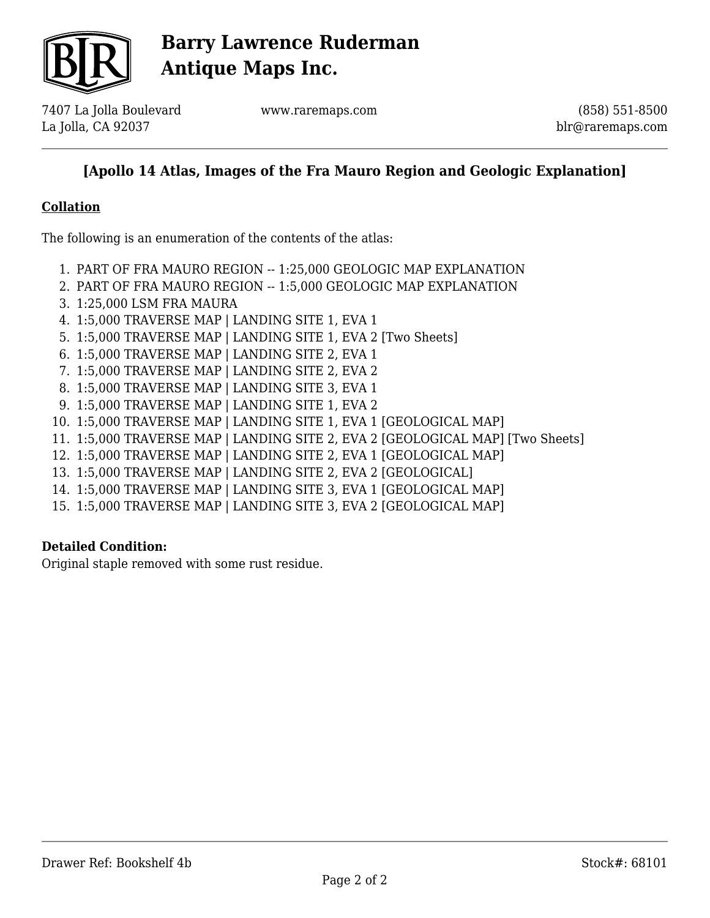## [Apollo 14 Atlas, Images of the Fra Mauro Region and Geologic Explanation]

### Collation

The following is an enumeration of the contents of the atlas:

1. PART OF FRA MAURO REGION -- 1:25,000 GEOLOGIC MAP EXPLANATION
2. PART OF FRA MAURO REGION -- 1:5,000 GEOLOGIC MAP EXPLANATION
3. 1:25,000 LSM FRA MAURA
4. 1:5,000 TRAVERSE MAP | LANDING SITE 1, EVA 1
5. 1:5,000 TRAVERSE MAP | LANDING SITE 1, EVA 2 [Two Sheets]
6. 1:5,000 TRAVERSE MAP | LANDING SITE 2, EVA 1
7. 1:5,000 TRAVERSE MAP | LANDING SITE 2, EVA 2
8. 1:5,000 TRAVERSE MAP | LANDING SITE 3, EVA 1
9. 1:5,000 TRAVERSE MAP | LANDING SITE 1, EVA 2
10. 1:5,000 TRAVERSE MAP | LANDING SITE 1, EVA 1 [GEOLOGICAL MAP]
11. 1:5,000 TRAVERSE MAP | LANDING SITE 2, EVA 2 [GEOLOGICAL MAP] [Two Sheets]
12. 1:5,000 TRAVERSE MAP | LANDING SITE 2, EVA 1 [GEOLOGICAL MAP]
13. 1:5,000 TRAVERSE MAP | LANDING SITE 2, EVA 2 [GEOLOGICAL]
14. 1:5,000 TRAVERSE MAP | LANDING SITE 3, EVA 1 [GEOLOGICAL MAP]
15. 1:5,000 TRAVERSE MAP | LANDING SITE 3, EVA 2 [GEOLOGICAL MAP]

**Detailed Condition:**
Original staple removed with some rust residue.

Drawer Ref: Bookshelf 4b

Stock#: 68101